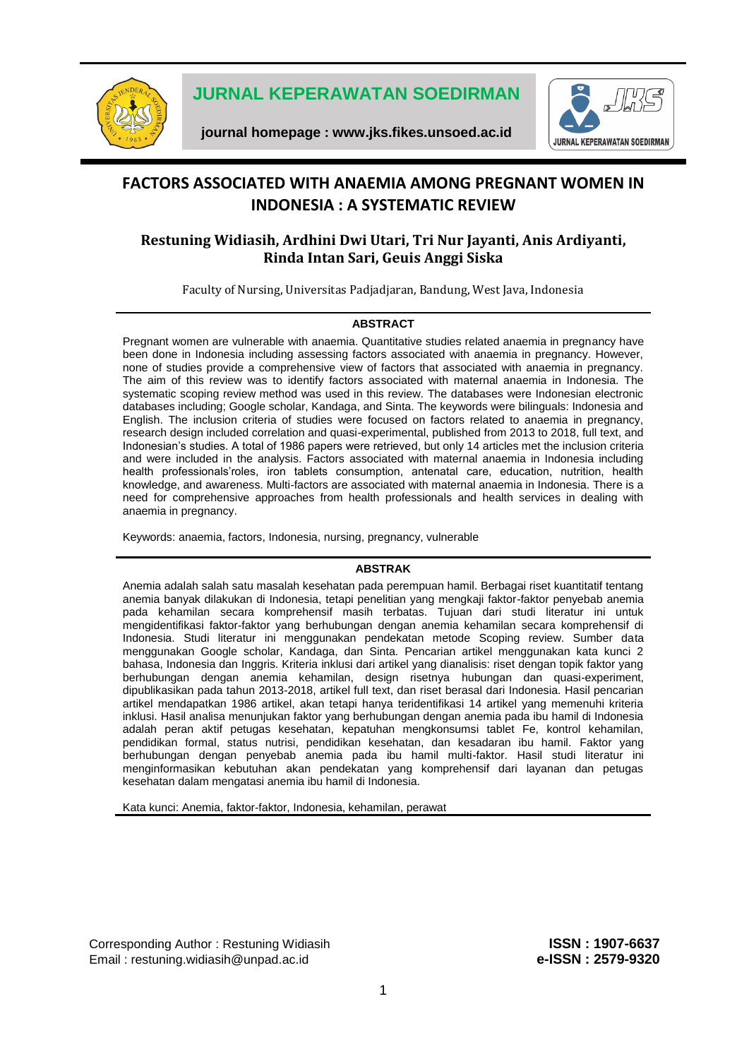# FACTORS ASSOCIATED WITH ANAEMIA AMONG PREGNANT WOMEN IN INDONESIA : A SYSTEMATIC REVIEW

**Restuning Widiasih, Ardhini Dwi Utari, Tri Nur Jayanti, Anis Ardiyanti, Rinda Intan Sari, Geuis Anggi Siska**

Faculty of Nursing, Universitas Padjadjaran, Bandung, West Java, Indonesia

## ABSTRACT

Pregnant women are vulnerable with anaemia. Quantitative studies related anaemia in pregnancy have been done in Indonesia including assessing factors associated with anaemia in pregnancy. However, none of studies provide a comprehensive view of factors that associated with anaemia in pregnancy. The aim of this review was to identify factors associated with maternal anaemia in Indonesia. The systematic scoping review method was used in this review. The databases were Indonesian electronic databases including; Google scholar, Kandaga, and Sinta. The keywords were bilinguals: Indonesia and English. The inclusion criteria of studies were focused on factors related to anaemia in pregnancy, research design included correlation and quasi-experimental, published from 2013 to 2018, full text, and Indonesian's studies. A total of 1986 papers were retrieved, but only 14 articles met the inclusion criteria and were included in the analysis. Factors associated with maternal anaemia in Indonesia including health professionals'roles, iron tablets consumption, antenatal care, education, nutrition, health knowledge, and awareness. Multi-factors are associated with maternal anaemia in Indonesia. There is a need for comprehensive approaches from health professionals and health services in dealing with anaemia in pregnancy.

Keywords: anaemia, factors, Indonesia, nursing, pregnancy, vulnerable

## ABSTRAK

Anemia adalah salah satu masalah kesehatan pada perempuan hamil. Berbagai riset kuantitatif tentang anemia banyak dilakukan di Indonesia, tetapi penelitian yang mengkaji faktor-faktor penyebab anemia pada kehamilan secara komprehensif masih terbatas. Tujuan dari studi literatur ini untuk mengidentifikasi faktor-faktor yang berhubungan dengan anemia kehamilan secara komprehensif di Indonesia. Studi literatur ini menggunakan pendekatan metode Scoping review. Sumber data menggunakan Google scholar, Kandaga, dan Sinta. Pencarian artikel menggunakan kata kunci 2 bahasa, Indonesia dan Inggris. Kriteria inklusi dari artikel yang dianalisis: riset dengan topik faktor yang berhubungan dengan anemia kehamilan, design risetnya hubungan dan quasi-experiment, dipublikasikan pada tahun 2013-2018, artikel full text, dan riset berasal dari Indonesia. Hasil pencarian artikel mendapatkan 1986 artikel, akan tetapi hanya teridentifikasi 14 artikel yang memenuhi kriteria inklusi. Hasil analisa menunjukan faktor yang berhubungan dengan anemia pada ibu hamil di Indonesia adalah peran aktif petugas kesehatan, kepatuhan mengkonsumsi tablet Fe, kontrol kehamilan, pendidikan formal, status nutrisi, pendidikan kesehatan, dan kesadaran ibu hamil. Faktor yang berhubungan dengan penyebab anemia pada ibu hamil multi-faktor. Hasil studi literatur ini menginformasikan kebutuhan akan pendekatan yang komprehensif dari layanan dan petugas kesehatan dalam mengatasi anemia ibu hamil di Indonesia.

Kata kunci: Anemia, faktor-faktor, Indonesia, kehamilan, perawat

Corresponding Author : Restuning Widiasih
Email : restuning.widiasih@unpad.ac.id

**ISSN : 1907-6637**
**e-ISSN : 2579-9320**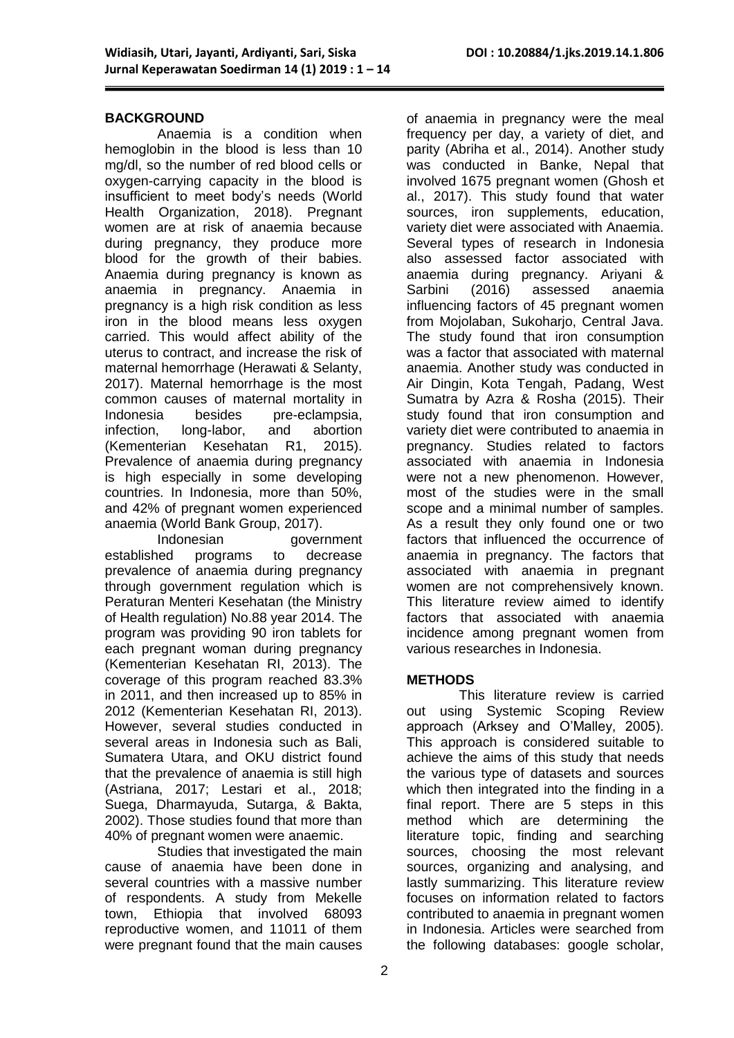## BACKGROUND

Anaemia is a condition when hemoglobin in the blood is less than 10 mg/dl, so the number of red blood cells or oxygen-carrying capacity in the blood is insufficient to meet body's needs (World Health Organization, 2018). Pregnant women are at risk of anaemia because during pregnancy, they produce more blood for the growth of their babies. Anaemia during pregnancy is known as anaemia in pregnancy. Anaemia in pregnancy is a high risk condition as less iron in the blood means less oxygen carried. This would affect ability of the uterus to contract, and increase the risk of maternal hemorrhage (Herawati & Selanty, 2017). Maternal hemorrhage is the most common causes of maternal mortality in Indonesia besides pre-eclampsia, infection, long-labor, and abortion (Kementerian Kesehatan R1, 2015). Prevalence of anaemia during pregnancy is high especially in some developing countries. In Indonesia, more than 50%, and 42% of pregnant women experienced anaemia (World Bank Group, 2017).

Indonesian government established programs to decrease prevalence of anaemia during pregnancy through government regulation which is Peraturan Menteri Kesehatan (the Ministry of Health regulation) No.88 year 2014. The program was providing 90 iron tablets for each pregnant woman during pregnancy (Kementerian Kesehatan RI, 2013). The coverage of this program reached 83.3% in 2011, and then increased up to 85% in 2012 (Kementerian Kesehatan RI, 2013). However, several studies conducted in several areas in Indonesia such as Bali, Sumatera Utara, and OKU district found that the prevalence of anaemia is still high (Astriana, 2017; Lestari et al., 2018; Suega, Dharmayuda, Sutarga, & Bakta, 2002). Those studies found that more than 40% of pregnant women were anaemic.

Studies that investigated the main cause of anaemia have been done in several countries with a massive number of respondents. A study from Mekelle town, Ethiopia that involved 68093 reproductive women, and 11011 of them were pregnant found that the main causes of anaemia in pregnancy were the meal frequency per day, a variety of diet, and parity (Abriha et al., 2014). Another study was conducted in Banke, Nepal that involved 1675 pregnant women (Ghosh et al., 2017). This study found that water sources, iron supplements, education, variety diet were associated with Anaemia. Several types of research in Indonesia also assessed factor associated with anaemia during pregnancy. Ariyani & Sarbini (2016) assessed anaemia influencing factors of 45 pregnant women from Mojolaban, Sukoharjo, Central Java. The study found that iron consumption was a factor that associated with maternal anaemia. Another study was conducted in Air Dingin, Kota Tengah, Padang, West Sumatra by Azra & Rosha (2015). Their study found that iron consumption and variety diet were contributed to anaemia in pregnancy. Studies related to factors associated with anaemia in Indonesia were not a new phenomenon. However, most of the studies were in the small scope and a minimal number of samples. As a result they only found one or two factors that influenced the occurrence of anaemia in pregnancy. The factors that associated with anaemia in pregnant women are not comprehensively known. This literature review aimed to identify factors that associated with anaemia incidence among pregnant women from various researches in Indonesia.

## METHODS

This literature review is carried out using Systemic Scoping Review approach (Arksey and O'Malley, 2005). This approach is considered suitable to achieve the aims of this study that needs the various type of datasets and sources which then integrated into the finding in a final report. There are 5 steps in this method which are determining the literature topic, finding and searching sources, choosing the most relevant sources, organizing and analysing, and lastly summarizing. This literature review focuses on information related to factors contributed to anaemia in pregnant women in Indonesia. Articles were searched from the following databases: google scholar,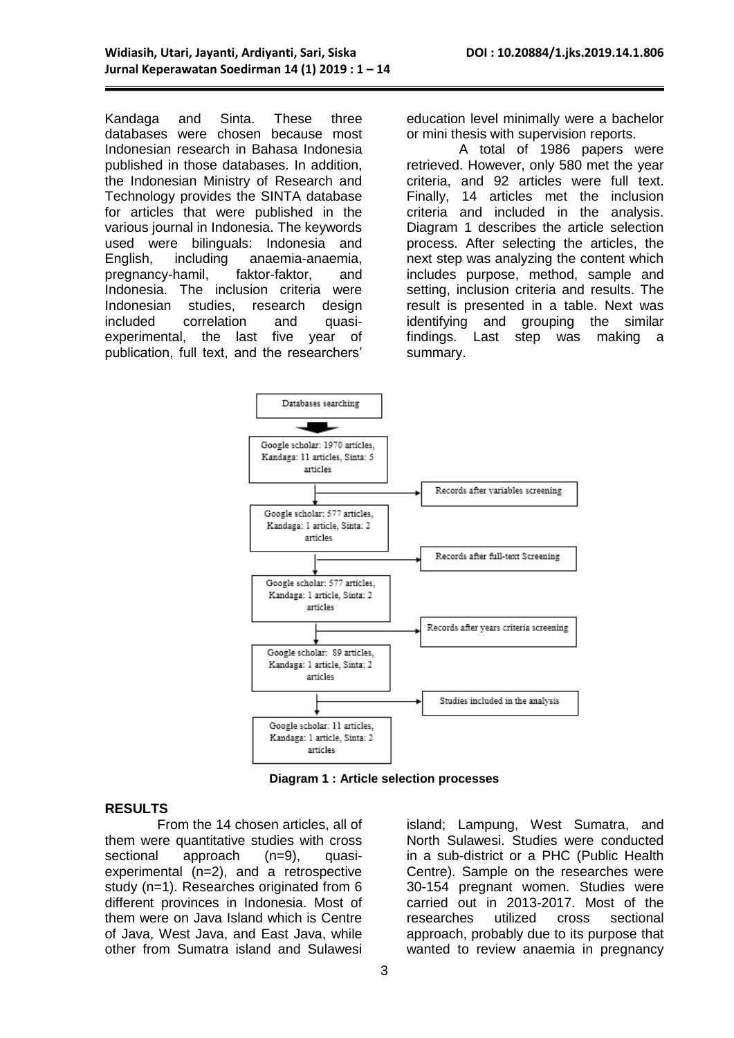Kandaga and Sinta. These three databases were chosen because most Indonesian research in Bahasa Indonesia published in those databases. In addition, the Indonesian Ministry of Research and Technology provides the SINTA database for articles that were published in the various journal in Indonesia. The keywords used were bilinguals: Indonesia and English, including anaemia-anaemia, pregnancy-hamil, faktor-faktor, and Indonesia. The inclusion criteria were Indonesian studies, research design included correlation and quasi-experimental, the last five year of publication, full text, and the researchers' education level minimally were a bachelor or mini thesis with supervision reports.

A total of 1986 papers were retrieved. However, only 580 met the year criteria, and 92 articles were full text. Finally, 14 articles met the inclusion criteria and included in the analysis. Diagram 1 describes the article selection process. After selecting the articles, the next step was analyzing the content which includes purpose, method, sample and setting, inclusion criteria and results. The result is presented in a table. Next was identifying and grouping the similar findings. Last step was making a summary.

Databases searching

Google scholar: 1970 articles, Kandaga: 11 articles, Sinta: 5 articles

→ Records after variables screening

Google scholar: 577 articles, Kandaga: 1 article, Sinta: 2 articles

→ Records after full-text Screening

Google scholar: 577 articles, Kandaga: 1 article, Sinta: 2 articles

→ Records after years criteria screening

Google scholar: 89 articles, Kandaga: 1 article, Sinta: 2 articles

→ Studies included in the analysis

Google scholar: 11 articles, Kandaga: 1 article, Sinta: 2 articles

**Diagram 1 : Article selection processes**

## RESULTS

From the 14 chosen articles, all of them were quantitative studies with cross sectional approach (n=9), quasi-experimental (n=2), and a retrospective study (n=1). Researches originated from 6 different provinces in Indonesia. Most of them were on Java Island which is Centre of Java, West Java, and East Java, while other from Sumatra island and Sulawesi island; Lampung, West Sumatra, and North Sulawesi. Studies were conducted in a sub-district or a PHC (Public Health Centre). Sample on the researches were 30-154 pregnant women. Studies were carried out in 2013-2017. Most of the researches utilized cross sectional approach, probably due to its purpose that wanted to review anaemia in pregnancy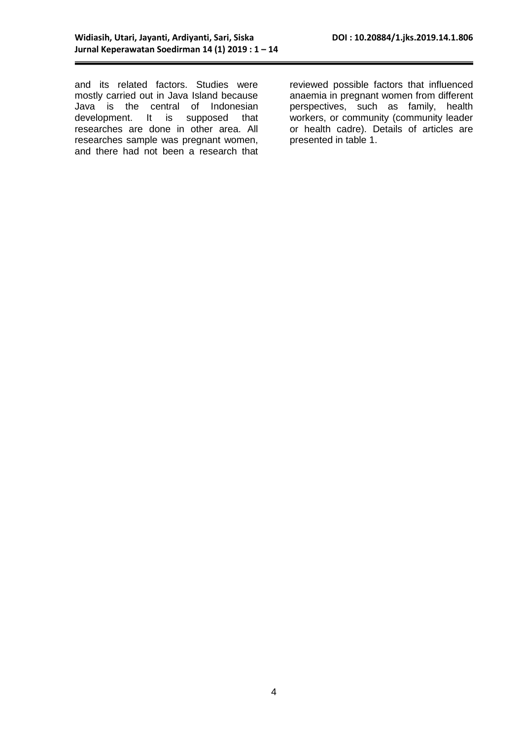and its related factors. Studies were mostly carried out in Java Island because Java is the central of Indonesian development. It is supposed that researches are done in other area. All researches sample was pregnant women, and there had not been a research that reviewed possible factors that influenced anaemia in pregnant women from different perspectives, such as family, health workers, or community (community leader or health cadre). Details of articles are presented in table 1.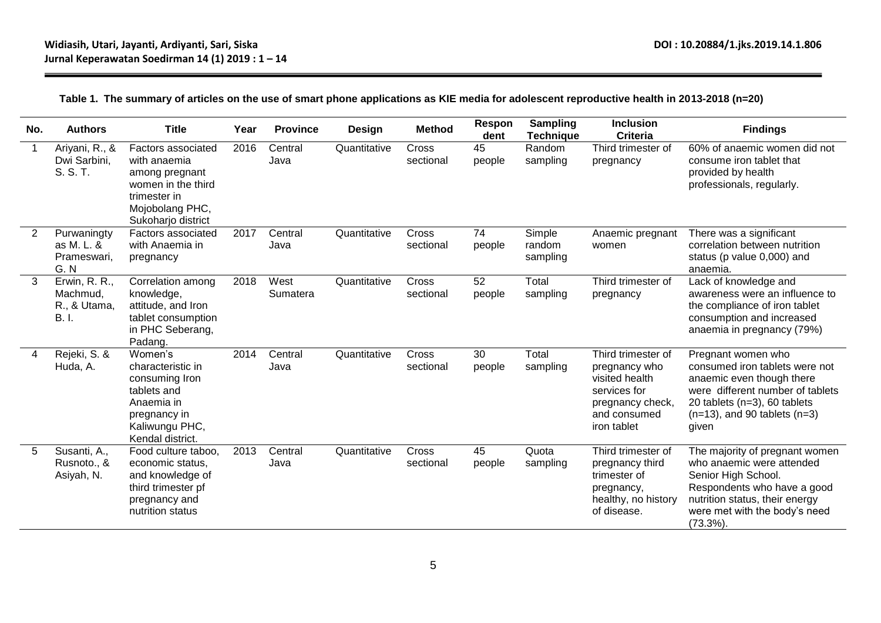**Table 1. The summary of articles on the use of smart phone applications as KIE media for adolescent reproductive health in 2013-2018 (n=20)**

| No. | Authors | Title | Year | Province | Design | Method | Respondent | Sampling Technique | Inclusion Criteria | Findings |
|---|---|---|---|---|---|---|---|---|---|---|
| 1 | Ariyani, R., & Dwi Sarbini, S. S. T. | Factors associated with anaemia among pregnant women in the third trimester in Mojobolang PHC, Sukoharjo district | 2016 | Central Java | Quantitative | Cross sectional | 45 people | Random sampling | Third trimester of pregnancy | 60% of anaemic women did not consume iron tablet that provided by health professionals, regularly. |
| 2 | Purwaningtyas M. L. & Prameswari, G. N | Factors associated with Anaemia in pregnancy | 2017 | Central Java | Quantitative | Cross sectional | 74 people | Simple random sampling | Anaemic pregnant women | There was a significant correlation between nutrition status (p value 0,000) and anaemia. |
| 3 | Erwin, R. R., Machmud, R., & Utama, B. I. | Correlation among knowledge, attitude, and Iron tablet consumption in PHC Seberang, Padang. | 2018 | West Sumatera | Quantitative | Cross sectional | 52 people | Total sampling | Third trimester of pregnancy | Lack of knowledge and awareness were an influence to the compliance of iron tablet consumption and increased anaemia in pregnancy (79%) |
| 4 | Rejeki, S. & Huda, A. | Women's characteristic in consuming Iron tablets and Anaemia in pregnancy in Kaliwungu PHC, Kendal district. | 2014 | Central Java | Quantitative | Cross sectional | 30 people | Total sampling | Third trimester of pregnancy who visited health services for pregnancy check, and consumed iron tablet | Pregnant women who consumed iron tablets were not anaemic even though there were different number of tablets 20 tablets (n=3), 60 tablets (n=13), and 90 tablets (n=3) given |
| 5 | Susanti, A., Rusnoto., & Asiyah, N. | Food culture taboo, economic status, and knowledge of third trimester pf pregnancy and nutrition status | 2013 | Central Java | Quantitative | Cross sectional | 45 people | Quota sampling | Third trimester of pregnancy third trimester of pregnancy, healthy, no history of disease. | The majority of pregnant women who anaemic were attended Senior High School. Respondents who have a good nutrition status, their energy were met with the body's need (73.3%). |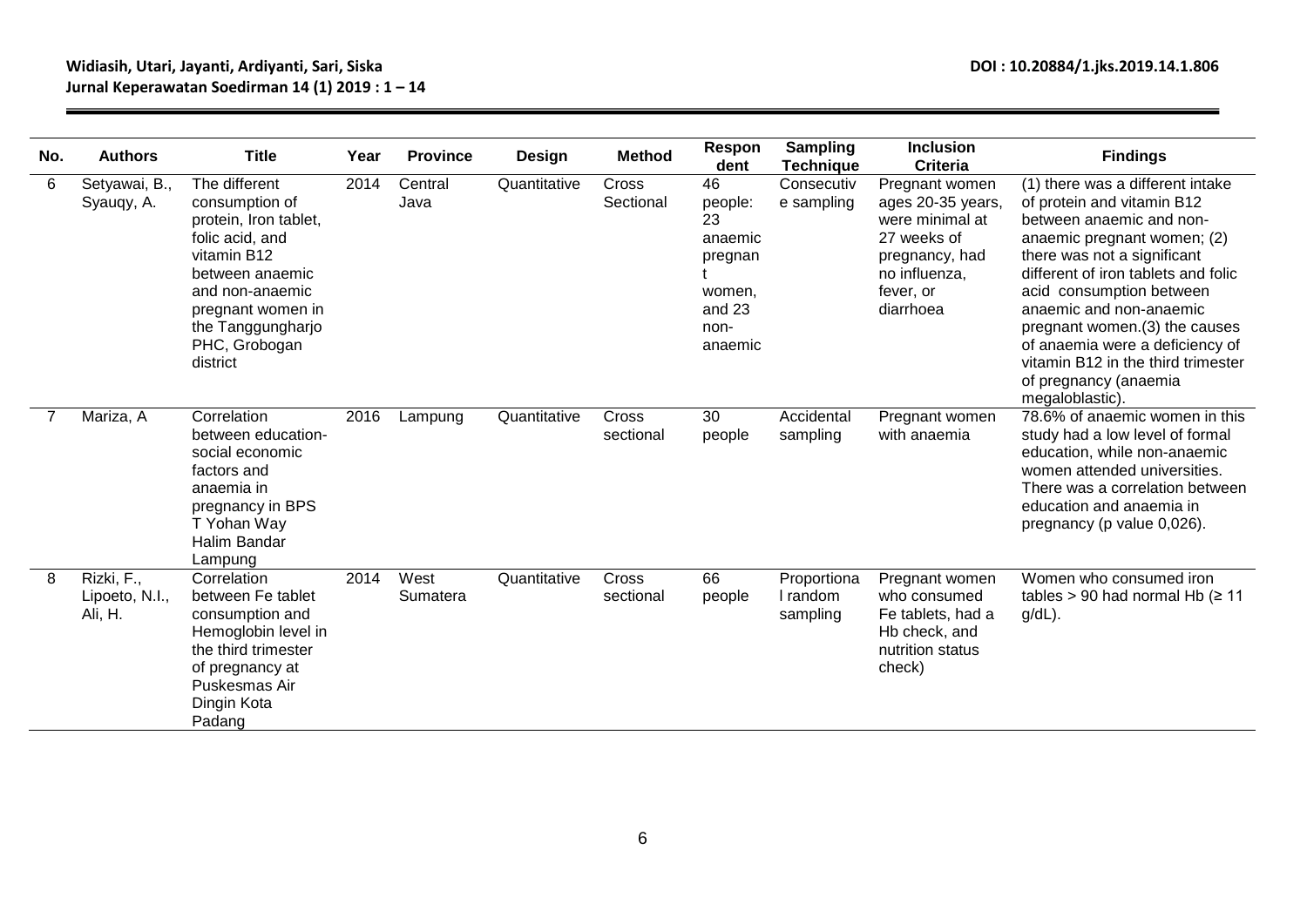| No. | Authors | Title | Year | Province | Design | Method | Respondent | Sampling Technique | Inclusion Criteria | Findings |
|---|---|---|---|---|---|---|---|---|---|---|
| 6 | Setyawai, B., Syauqy, A. | The different consumption of protein, Iron tablet, folic acid, and vitamin B12 between anaemic and non-anaemic pregnant women in the Tanggungharjo PHC, Grobogan district | 2014 | Central Java | Quantitative | Cross Sectional | 46 people: 23 anaemic pregnant women, and 23 non-anaemic | Consecutive sampling | Pregnant women ages 20-35 years, were minimal at 27 weeks of pregnancy, had no influenza, fever, or diarrhoea | (1) there was a different intake of protein and vitamin B12 between anaemic and non-anaemic pregnant women; (2) there was not a significant different of iron tablets and folic acid consumption between anaemic and non-anaemic pregnant women.(3) the causes of anaemia were a deficiency of vitamin B12 in the third trimester of pregnancy (anaemia megaloblastic). |
| 7 | Mariza, A | Correlation between education-social economic factors and anaemia in pregnancy in BPS T Yohan Way Halim Bandar Lampung | 2016 | Lampung | Quantitative | Cross sectional | 30 people | Accidental sampling | Pregnant women with anaemia | 78.6% of anaemic women in this study had a low level of formal education, while non-anaemic women attended universities. There was a correlation between education and anaemia in pregnancy (p value 0,026). |
| 8 | Rizki, F., Lipoeto, N.I., Ali, H. | Correlation between Fe tablet consumption and Hemoglobin level in the third trimester of pregnancy at Puskesmas Air Dingin Kota Padang | 2014 | West Sumatera | Quantitative | Cross sectional | 66 people | Proportional random sampling | Pregnant women who consumed Fe tablets, had a Hb check, and nutrition status check) | Women who consumed iron tables > 90 had normal Hb (≥ 11 g/dL). |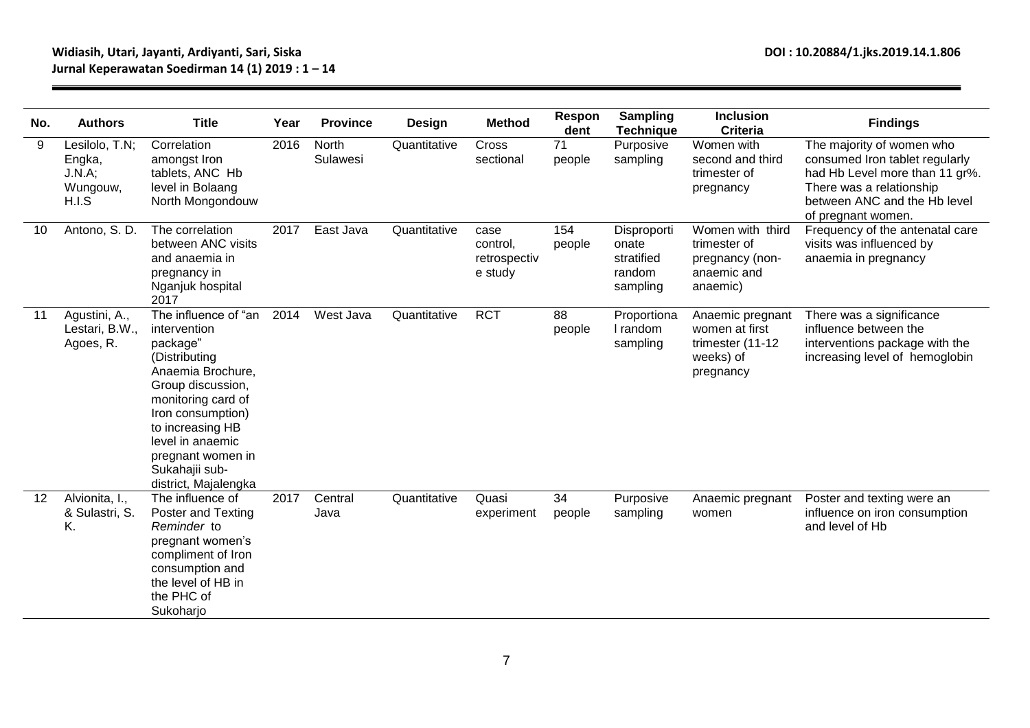| No. | Authors | Title | Year | Province | Design | Method | Respondent | Sampling Technique | Inclusion Criteria | Findings |
|---|---|---|---|---|---|---|---|---|---|---|
| 9 | Lesilolo, T.N; Engka, J.N.A; Wungouw, H.I.S | Correlation amongst Iron tablets, ANC Hb level in Bolaang North Mongondouw | 2016 | North Sulawesi | Quantitative | Cross sectional | 71 people | Purposive sampling | Women with second and third trimester of pregnancy | The majority of women who consumed Iron tablet regularly had Hb Level more than 11 gr%. There was a relationship between ANC and the Hb level of pregnant women. |
| 10 | Antono, S. D. | The correlation between ANC visits and anaemia in pregnancy in Nganjuk hospital 2017 | 2017 | East Java | Quantitative | case control, retrospective study | 154 people | Disproportionate stratified random sampling | Women with third trimester of pregnancy (non-anaemic and anaemic) | Frequency of the antenatal care visits was influenced by anaemia in pregnancy |
| 11 | Agustini, A., Lestari, B.W., Agoes, R. | The influence of "an intervention package" (Distributing Anaemia Brochure, Group discussion, monitoring card of Iron consumption) to increasing HB level in anaemic pregnant women in Sukahajii sub-district, Majalengka | 2014 | West Java | Quantitative | RCT | 88 people | Proportional random sampling | Anaemic pregnant women at first trimester (11-12 weeks) of pregnancy | There was a significance influence between the interventions package with the increasing level of hemoglobin |
| 12 | Alvionita, I., & Sulastri, S. K. | The influence of Poster and Texting *Reminder* to pregnant women's compliment of Iron consumption and the level of HB in the PHC of Sukoharjo | 2017 | Central Java | Quantitative | Quasi experiment | 34 people | Purposive sampling | Anaemic pregnant women | Poster and texting were an influence on iron consumption and level of Hb |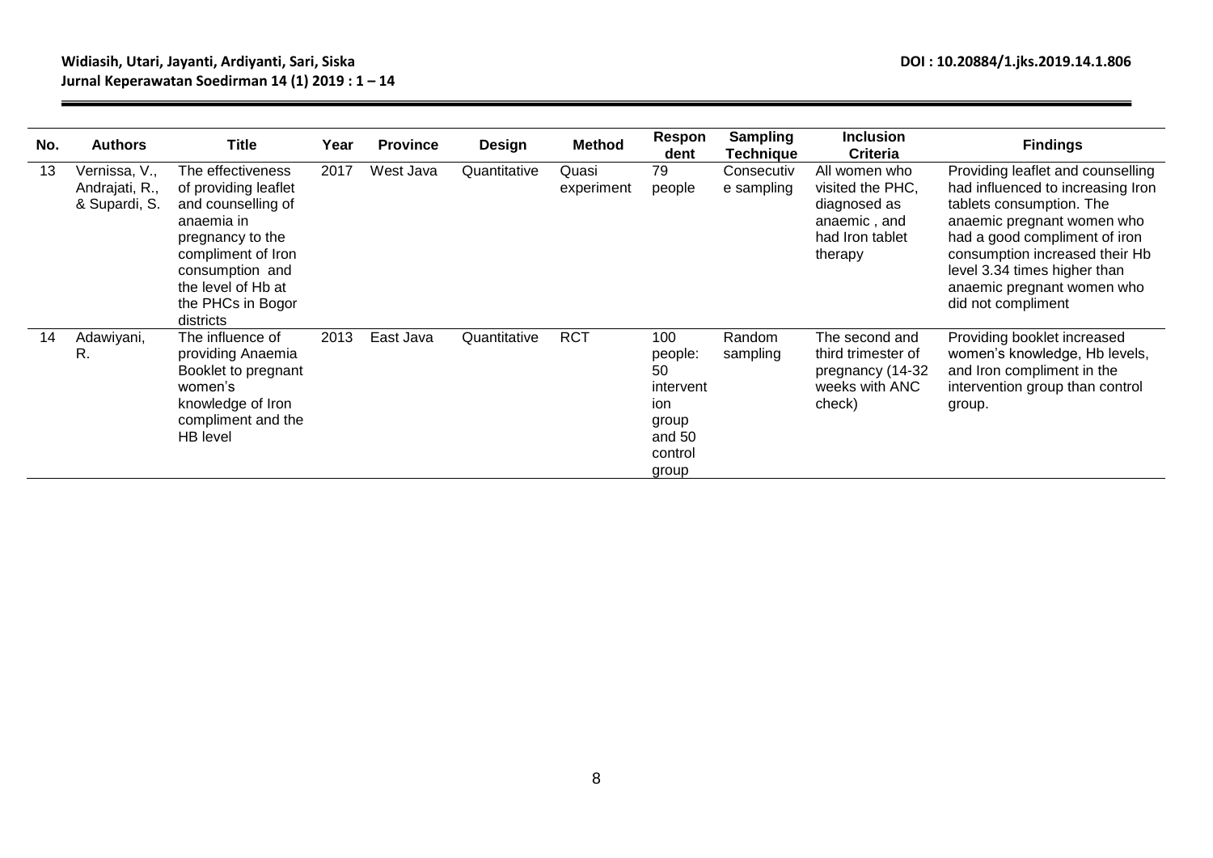| No. | Authors | Title | Year | Province | Design | Method | Respondent | Sampling Technique | Inclusion Criteria | Findings |
|---|---|---|---|---|---|---|---|---|---|---|
| 13 | Vernissa, V., Andrajati, R., & Supardi, S. | The effectiveness of providing leaflet and counselling of anaemia in pregnancy to the compliment of Iron consumption and the level of Hb at the PHCs in Bogor districts | 2017 | West Java | Quantitative | Quasi experiment | 79 people | Consecutive sampling | All women who visited the PHC, diagnosed as anaemic , and had Iron tablet therapy | Providing leaflet and counselling had influenced to increasing Iron tablets consumption. The anaemic pregnant women who had a good compliment of iron consumption increased their Hb level 3.34 times higher than anaemic pregnant women who did not compliment |
| 14 | Adawiyani, R. | The influence of providing Anaemia Booklet to pregnant women's knowledge of Iron compliment and the HB level | 2013 | East Java | Quantitative | RCT | 100 people: 50 intervention group and 50 control group | Random sampling | The second and third trimester of pregnancy (14-32 weeks with ANC check) | Providing booklet increased women's knowledge, Hb levels, and Iron compliment in the intervention group than control group. |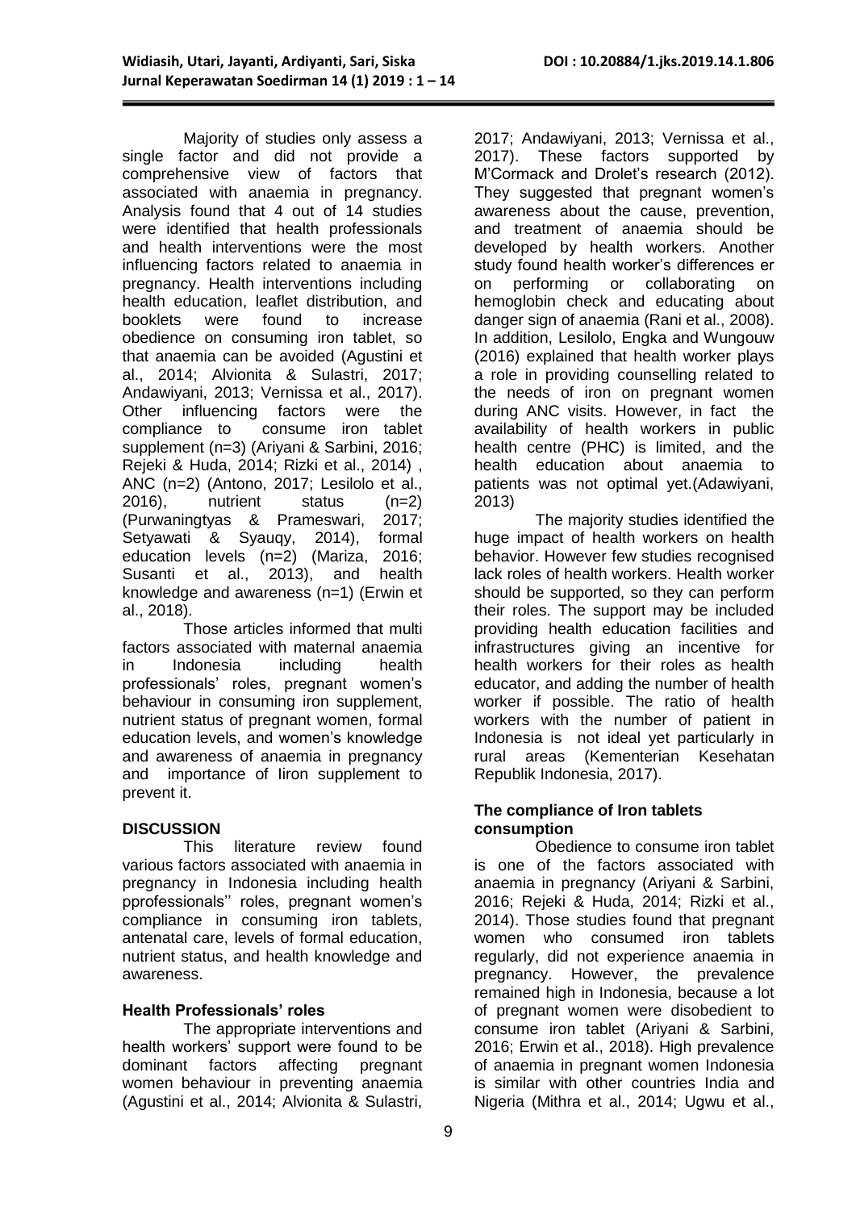Majority of studies only assess a single factor and did not provide a comprehensive view of factors that associated with anaemia in pregnancy. Analysis found that 4 out of 14 studies were identified that health professionals and health interventions were the most influencing factors related to anaemia in pregnancy. Health interventions including health education, leaflet distribution, and booklets were found to increase obedience on consuming iron tablet, so that anaemia can be avoided (Agustini et al., 2014; Alvionita & Sulastri, 2017; Andawiyani, 2013; Vernissa et al., 2017). Other influencing factors were the compliance to consume iron tablet supplement (n=3) (Ariyani & Sarbini, 2016; Rejeki & Huda, 2014; Rizki et al., 2014) , ANC (n=2) (Antono, 2017; Lesilolo et al., 2016), nutrient status (n=2) (Purwaningtyas & Prameswari, 2017; Setyawati & Syauqy, 2014), formal education levels (n=2) (Mariza, 2016; Susanti et al., 2013), and health knowledge and awareness (n=1) (Erwin et al., 2018).

Those articles informed that multi factors associated with maternal anaemia in Indonesia including health professionals' roles, pregnant women's behaviour in consuming iron supplement, nutrient status of pregnant women, formal education levels, and women's knowledge and awareness of anaemia in pregnancy and importance of Iiron supplement to prevent it.

## DISCUSSION

This literature review found various factors associated with anaemia in pregnancy in Indonesia including health pprofessionals'' roles, pregnant women's compliance in consuming iron tablets, antenatal care, levels of formal education, nutrient status, and health knowledge and awareness.

### Health Professionals' roles

The appropriate interventions and health workers' support were found to be dominant factors affecting pregnant women behaviour in preventing anaemia (Agustini et al., 2014; Alvionita & Sulastri, 2017; Andawiyani, 2013; Vernissa et al., 2017). These factors supported by M'Cormack and Drolet's research (2012). They suggested that pregnant women's awareness about the cause, prevention, and treatment of anaemia should be developed by health workers. Another study found health worker's differences er on performing or collaborating on hemoglobin check and educating about danger sign of anaemia (Rani et al., 2008). In addition, Lesilolo, Engka and Wungouw (2016) explained that health worker plays a role in providing counselling related to the needs of iron on pregnant women during ANC visits. However, in fact the availability of health workers in public health centre (PHC) is limited, and the health education about anaemia to patients was not optimal yet.(Adawiyani, 2013)

The majority studies identified the huge impact of health workers on health behavior. However few studies recognised lack roles of health workers. Health worker should be supported, so they can perform their roles. The support may be included providing health education facilities and infrastructures giving an incentive for health workers for their roles as health educator, and adding the number of health worker if possible. The ratio of health workers with the number of patient in Indonesia is not ideal yet particularly in rural areas (Kementerian Kesehatan Republik Indonesia, 2017).

### The compliance of Iron tablets consumption

Obedience to consume iron tablet is one of the factors associated with anaemia in pregnancy (Ariyani & Sarbini, 2016; Rejeki & Huda, 2014; Rizki et al., 2014). Those studies found that pregnant women who consumed iron tablets regularly, did not experience anaemia in pregnancy. However, the prevalence remained high in Indonesia, because a lot of pregnant women were disobedient to consume iron tablet (Ariyani & Sarbini, 2016; Erwin et al., 2018). High prevalence of anaemia in pregnant women Indonesia is similar with other countries India and Nigeria (Mithra et al., 2014; Ugwu et al.,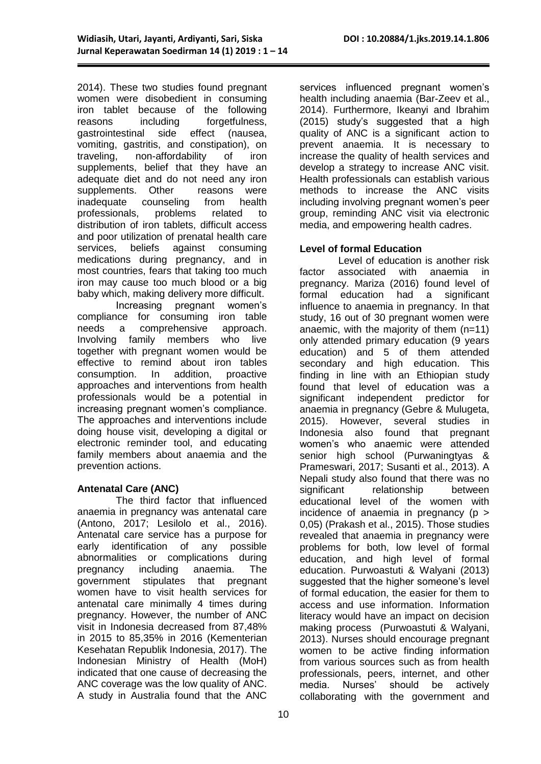2014). These two studies found pregnant women were disobedient in consuming iron tablet because of the following reasons including forgetfulness, gastrointestinal side effect (nausea, vomiting, gastritis, and constipation), on traveling, non-affordability of iron supplements, belief that they have an adequate diet and do not need any iron supplements. Other reasons were inadequate counseling from health professionals, problems related to distribution of iron tablets, difficult access and poor utilization of prenatal health care services, beliefs against consuming medications during pregnancy, and in most countries, fears that taking too much iron may cause too much blood or a big baby which, making delivery more difficult.

Increasing pregnant women's compliance for consuming iron table needs a comprehensive approach. Involving family members who live together with pregnant women would be effective to remind about iron tables consumption. In addition, proactive approaches and interventions from health professionals would be a potential in increasing pregnant women's compliance. The approaches and interventions include doing house visit, developing a digital or electronic reminder tool, and educating family members about anaemia and the prevention actions.

**Antenatal Care (ANC)**

The third factor that influenced anaemia in pregnancy was antenatal care (Antono, 2017; Lesilolo et al., 2016). Antenatal care service has a purpose for early identification of any possible abnormalities or complications during pregnancy including anaemia. The government stipulates that pregnant women have to visit health services for antenatal care minimally 4 times during pregnancy. However, the number of ANC visit in Indonesia decreased from 87,48% in 2015 to 85,35% in 2016 (Kementerian Kesehatan Republik Indonesia, 2017). The Indonesian Ministry of Health (MoH) indicated that one cause of decreasing the ANC coverage was the low quality of ANC. A study in Australia found that the ANC services influenced pregnant women's health including anaemia (Bar-Zeev et al., 2014). Furthermore, Ikeanyi and Ibrahim (2015) study's suggested that a high quality of ANC is a significant action to prevent anaemia. It is necessary to increase the quality of health services and develop a strategy to increase ANC visit. Health professionals can establish various methods to increase the ANC visits including involving pregnant women's peer group, reminding ANC visit via electronic media, and empowering health cadres.

**Level of formal Education**

Level of education is another risk factor associated with anaemia in pregnancy. Mariza (2016) found level of formal education had a significant influence to anaemia in pregnancy. In that study, 16 out of 30 pregnant women were anaemic, with the majority of them (n=11) only attended primary education (9 years education) and 5 of them attended secondary and high education. This finding in line with an Ethiopian study found that level of education was a significant independent predictor for anaemia in pregnancy (Gebre & Mulugeta, 2015). However, several studies in Indonesia also found that pregnant women's who anaemic were attended senior high school (Purwaningtyas & Prameswari, 2017; Susanti et al., 2013). A Nepali study also found that there was no significant relationship between educational level of the women with incidence of anaemia in pregnancy ($p > 0,05$) (Prakash et al., 2015). Those studies revealed that anaemia in pregnancy were problems for both, low level of formal education, and high level of formal education. Purwoastuti & Walyani (2013) suggested that the higher someone's level of formal education, the easier for them to access and use information. Information literacy would have an impact on decision making process (Purwoastuti & Walyani, 2013). Nurses should encourage pregnant women to be active finding information from various sources such as from health professionals, peers, internet, and other media. Nurses' should be actively collaborating with the government and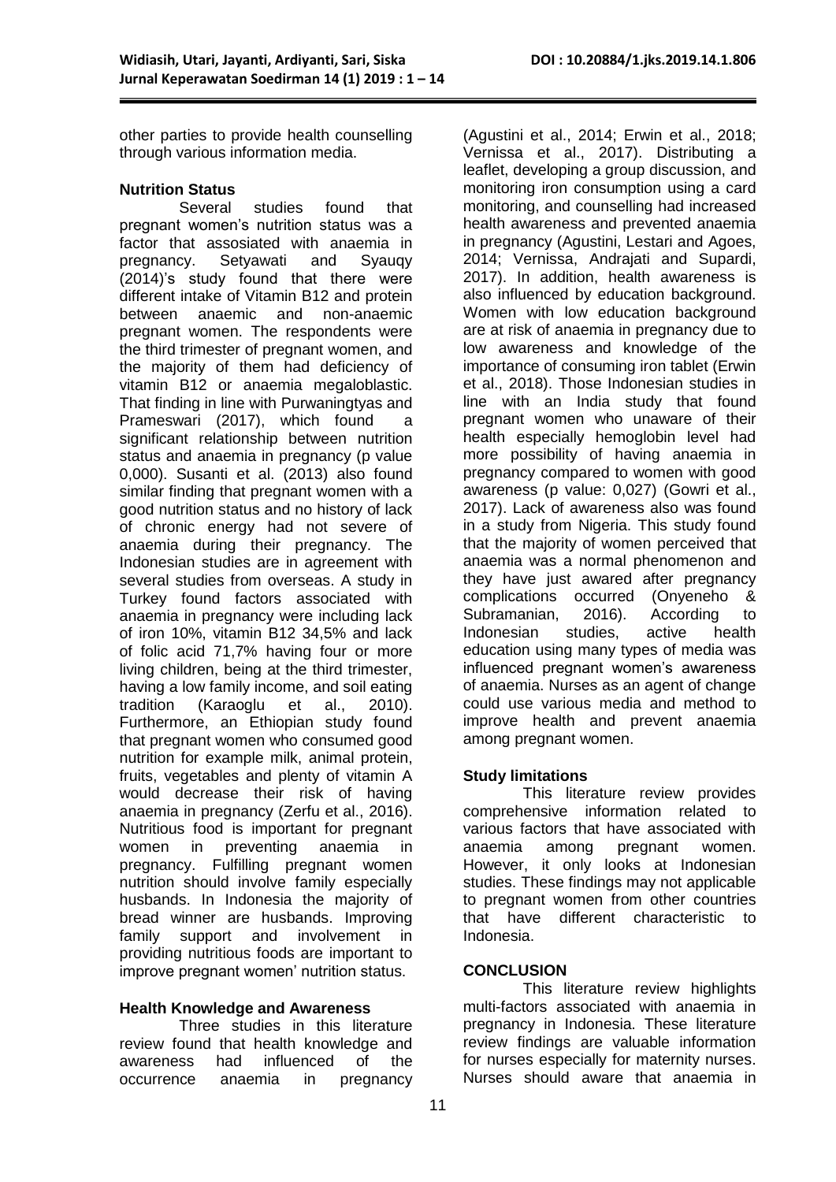other parties to provide health counselling through various information media.

**Nutrition Status**

Several studies found that pregnant women's nutrition status was a factor that assosiated with anaemia in pregnancy. Setyawati and Syauqy (2014)'s study found that there were different intake of Vitamin B12 and protein between anaemic and non-anaemic pregnant women. The respondents were the third trimester of pregnant women, and the majority of them had deficiency of vitamin B12 or anaemia megaloblastic. That finding in line with Purwaningtyas and Prameswari (2017), which found a significant relationship between nutrition status and anaemia in pregnancy (p value 0,000). Susanti et al. (2013) also found similar finding that pregnant women with a good nutrition status and no history of lack of chronic energy had not severe of anaemia during their pregnancy. The Indonesian studies are in agreement with several studies from overseas. A study in Turkey found factors associated with anaemia in pregnancy were including lack of iron 10%, vitamin B12 34,5% and lack of folic acid 71,7% having four or more living children, being at the third trimester, having a low family income, and soil eating tradition (Karaoglu et al., 2010). Furthermore, an Ethiopian study found that pregnant women who consumed good nutrition for example milk, animal protein, fruits, vegetables and plenty of vitamin A would decrease their risk of having anaemia in pregnancy (Zerfu et al., 2016). Nutritious food is important for pregnant women in preventing anaemia in pregnancy. Fulfilling pregnant women nutrition should involve family especially husbands. In Indonesia the majority of bread winner are husbands. Improving family support and involvement in providing nutritious foods are important to improve pregnant women' nutrition status.

**Health Knowledge and Awareness**

Three studies in this literature review found that health knowledge and awareness had influenced of the occurrence anaemia in pregnancy (Agustini et al., 2014; Erwin et al., 2018; Vernissa et al., 2017). Distributing a leaflet, developing a group discussion, and monitoring iron consumption using a card monitoring, and counselling had increased health awareness and prevented anaemia in pregnancy (Agustini, Lestari and Agoes, 2014; Vernissa, Andrajati and Supardi, 2017). In addition, health awareness is also influenced by education background. Women with low education background are at risk of anaemia in pregnancy due to low awareness and knowledge of the importance of consuming iron tablet (Erwin et al., 2018). Those Indonesian studies in line with an India study that found pregnant women who unaware of their health especially hemoglobin level had more possibility of having anaemia in pregnancy compared to women with good awareness (p value: 0,027) (Gowri et al., 2017). Lack of awareness also was found in a study from Nigeria. This study found that the majority of women perceived that anaemia was a normal phenomenon and they have just awared after pregnancy complications occurred (Onyeneho & Subramanian, 2016). According to Indonesian studies, active health education using many types of media was influenced pregnant women's awareness of anaemia. Nurses as an agent of change could use various media and method to improve health and prevent anaemia among pregnant women.

**Study limitations**

This literature review provides comprehensive information related to various factors that have associated with anaemia among pregnant women. However, it only looks at Indonesian studies. These findings may not applicable to pregnant women from other countries that have different characteristic to Indonesia.

**CONCLUSION**

This literature review highlights multi-factors associated with anaemia in pregnancy in Indonesia. These literature review findings are valuable information for nurses especially for maternity nurses. Nurses should aware that anaemia in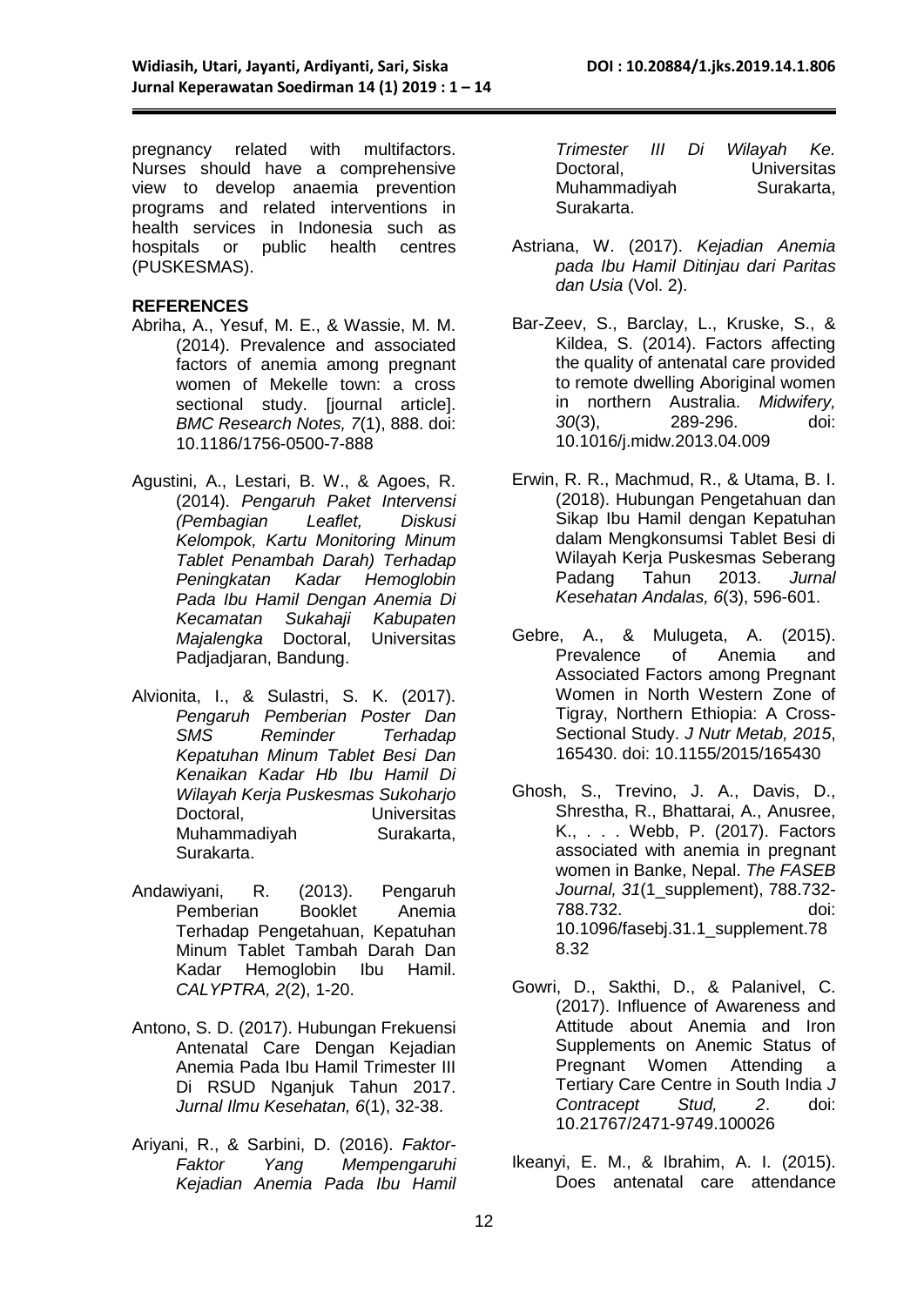pregnancy related with multifactors. Nurses should have a comprehensive view to develop anaemia prevention programs and related interventions in health services in Indonesia such as hospitals or public health centres (PUSKESMAS).

## REFERENCES

Abriha, A., Yesuf, M. E., & Wassie, M. M. (2014). Prevalence and associated factors of anemia among pregnant women of Mekelle town: a cross sectional study. [journal article]. *BMC Research Notes, 7*(1), 888. doi: 10.1186/1756-0500-7-888

Agustini, A., Lestari, B. W., & Agoes, R. (2014). *Pengaruh Paket Intervensi (Pembagian Leaflet, Diskusi Kelompok, Kartu Monitoring Minum Tablet Penambah Darah) Terhadap Peningkatan Kadar Hemoglobin Pada Ibu Hamil Dengan Anemia Di Kecamatan Sukahaji Kabupaten Majalengka* Doctoral, Universitas Padjadjaran, Bandung.

Alvionita, I., & Sulastri, S. K. (2017). *Pengaruh Pemberian Poster Dan SMS Reminder Terhadap Kepatuhan Minum Tablet Besi Dan Kenaikan Kadar Hb Ibu Hamil Di Wilayah Kerja Puskesmas Sukoharjo* Doctoral, Universitas Muhammadiyah Surakarta, Surakarta.

Andawiyani, R. (2013). Pengaruh Pemberian Booklet Anemia Terhadap Pengetahuan, Kepatuhan Minum Tablet Tambah Darah Dan Kadar Hemoglobin Ibu Hamil. *CALYPTRA, 2*(2), 1-20.

Antono, S. D. (2017). Hubungan Frekuensi Antenatal Care Dengan Kejadian Anemia Pada Ibu Hamil Trimester III Di RSUD Nganjuk Tahun 2017. *Jurnal Ilmu Kesehatan, 6*(1), 32-38.

Ariyani, R., & Sarbini, D. (2016). *Faktor-Faktor Yang Mempengaruhi Kejadian Anemia Pada Ibu Hamil Trimester III Di Wilayah Ke.* Doctoral, Universitas Muhammadiyah Surakarta, Surakarta.

Astriana, W. (2017). *Kejadian Anemia pada Ibu Hamil Ditinjau dari Paritas dan Usia* (Vol. 2).

Bar-Zeev, S., Barclay, L., Kruske, S., & Kildea, S. (2014). Factors affecting the quality of antenatal care provided to remote dwelling Aboriginal women in northern Australia. *Midwifery, 30*(3), 289-296. doi: 10.1016/j.midw.2013.04.009

Erwin, R. R., Machmud, R., & Utama, B. I. (2018). Hubungan Pengetahuan dan Sikap Ibu Hamil dengan Kepatuhan dalam Mengkonsumsi Tablet Besi di Wilayah Kerja Puskesmas Seberang Padang Tahun 2013. *Jurnal Kesehatan Andalas, 6*(3), 596-601.

Gebre, A., & Mulugeta, A. (2015). Prevalence of Anemia and Associated Factors among Pregnant Women in North Western Zone of Tigray, Northern Ethiopia: A Cross-Sectional Study. *J Nutr Metab, 2015*, 165430. doi: 10.1155/2015/165430

Ghosh, S., Trevino, J. A., Davis, D., Shrestha, R., Bhattarai, A., Anusree, K., . . . Webb, P. (2017). Factors associated with anemia in pregnant women in Banke, Nepal. *The FASEB Journal, 31*(1_supplement), 788.732-788.732. doi: 10.1096/fasebj.31.1_supplement.788.32

Gowri, D., Sakthi, D., & Palanivel, C. (2017). Influence of Awareness and Attitude about Anemia and Iron Supplements on Anemic Status of Pregnant Women Attending a Tertiary Care Centre in South India *J Contracept Stud, 2*. doi: 10.21767/2471-9749.100026

Ikeanyi, E. M., & Ibrahim, A. I. (2015). Does antenatal care attendance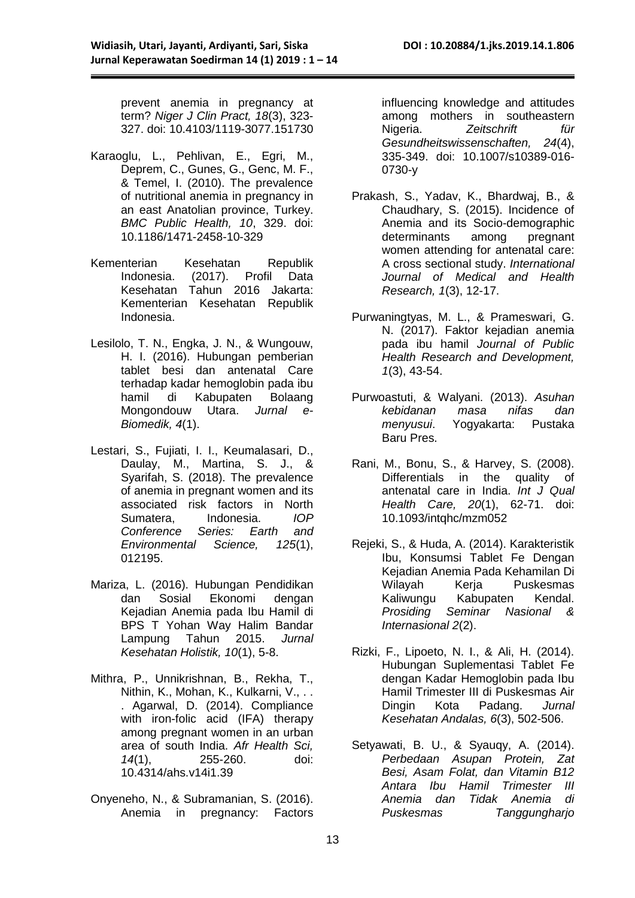prevent anemia in pregnancy at term? *Niger J Clin Pract, 18*(3), 323-327. doi: 10.4103/1119-3077.151730

Karaoglu, L., Pehlivan, E., Egri, M., Deprem, C., Gunes, G., Genc, M. F., & Temel, I. (2010). The prevalence of nutritional anemia in pregnancy in an east Anatolian province, Turkey. *BMC Public Health, 10*, 329. doi: 10.1186/1471-2458-10-329

Kementerian Kesehatan Republik Indonesia. (2017). Profil Data Kesehatan Tahun 2016 Jakarta: Kementerian Kesehatan Republik Indonesia.

Lesilolo, T. N., Engka, J. N., & Wungouw, H. I. (2016). Hubungan pemberian tablet besi dan antenatal Care terhadap kadar hemoglobin pada ibu hamil di Kabupaten Bolaang Mongondouw Utara. *Jurnal e-Biomedik, 4*(1).

Lestari, S., Fujiati, I. I., Keumalasari, D., Daulay, M., Martina, S. J., & Syarifah, S. (2018). The prevalence of anemia in pregnant women and its associated risk factors in North Sumatera, Indonesia. *IOP Conference Series: Earth and Environmental Science, 125*(1), 012195.

Mariza, L. (2016). Hubungan Pendidikan dan Sosial Ekonomi dengan Kejadian Anemia pada Ibu Hamil di BPS T Yohan Way Halim Bandar Lampung Tahun 2015. *Jurnal Kesehatan Holistik, 10*(1), 5-8.

Mithra, P., Unnikrishnan, B., Rekha, T., Nithin, K., Mohan, K., Kulkarni, V., . . . Agarwal, D. (2014). Compliance with iron-folic acid (IFA) therapy among pregnant women in an urban area of south India. *Afr Health Sci, 14*(1), 255-260. doi: 10.4314/ahs.v14i1.39

Onyeneho, N., & Subramanian, S. (2016). Anemia in pregnancy: Factors influencing knowledge and attitudes among mothers in southeastern Nigeria. *Zeitschrift für Gesundheitswissenschaften, 24*(4), 335-349. doi: 10.1007/s10389-016-0730-y

Prakash, S., Yadav, K., Bhardwaj, B., & Chaudhary, S. (2015). Incidence of Anemia and its Socio-demographic determinants among pregnant women attending for antenatal care: A cross sectional study. *International Journal of Medical and Health Research, 1*(3), 12-17.

Purwaningtyas, M. L., & Prameswari, G. N. (2017). Faktor kejadian anemia pada ibu hamil *Journal of Public Health Research and Development, 1*(3), 43-54.

Purwoastuti, & Walyani. (2013). *Asuhan kebidanan masa nifas dan menyusui*. Yogyakarta: Pustaka Baru Pres.

Rani, M., Bonu, S., & Harvey, S. (2008). Differentials in the quality of antenatal care in India. *Int J Qual Health Care, 20*(1), 62-71. doi: 10.1093/intqhc/mzm052

Rejeki, S., & Huda, A. (2014). Karakteristik Ibu, Konsumsi Tablet Fe Dengan Kejadian Anemia Pada Kehamilan Di Wilayah Kerja Puskesmas Kaliwungu Kabupaten Kendal. *Prosiding Seminar Nasional & Internasional 2*(2).

Rizki, F., Lipoeto, N. I., & Ali, H. (2014). Hubungan Suplementasi Tablet Fe dengan Kadar Hemoglobin pada Ibu Hamil Trimester III di Puskesmas Air Dingin Kota Padang. *Jurnal Kesehatan Andalas, 6*(3), 502-506.

Setyawati, B. U., & Syauqy, A. (2014). *Perbedaan Asupan Protein, Zat Besi, Asam Folat, dan Vitamin B12 Antara Ibu Hamil Trimester III Anemia dan Tidak Anemia di Puskesmas Tanggungharjo*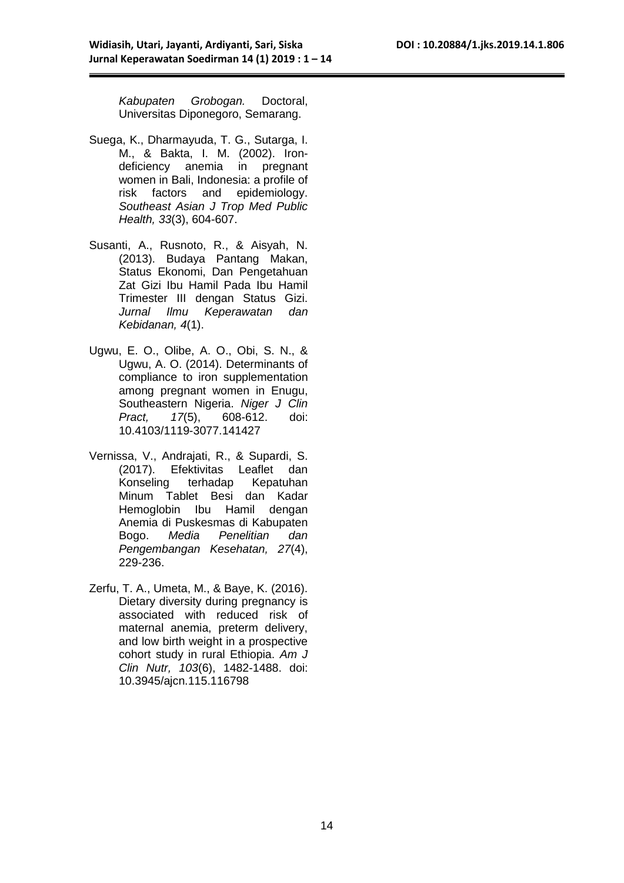*Kabupaten Grobogan.* Doctoral, Universitas Diponegoro, Semarang.

Suega, K., Dharmayuda, T. G., Sutarga, I. M., & Bakta, I. M. (2002). Iron-deficiency anemia in pregnant women in Bali, Indonesia: a profile of risk factors and epidemiology. *Southeast Asian J Trop Med Public Health, 33*(3), 604-607.

Susanti, A., Rusnoto, R., & Aisyah, N. (2013). Budaya Pantang Makan, Status Ekonomi, Dan Pengetahuan Zat Gizi Ibu Hamil Pada Ibu Hamil Trimester III dengan Status Gizi. *Jurnal Ilmu Keperawatan dan Kebidanan, 4*(1).

Ugwu, E. O., Olibe, A. O., Obi, S. N., & Ugwu, A. O. (2014). Determinants of compliance to iron supplementation among pregnant women in Enugu, Southeastern Nigeria. *Niger J Clin Pract, 17*(5), 608-612. doi: 10.4103/1119-3077.141427

Vernissa, V., Andrajati, R., & Supardi, S. (2017). Efektivitas Leaflet dan Konseling terhadap Kepatuhan Minum Tablet Besi dan Kadar Hemoglobin Ibu Hamil dengan Anemia di Puskesmas di Kabupaten Bogo. *Media Penelitian dan Pengembangan Kesehatan, 27*(4), 229-236.

Zerfu, T. A., Umeta, M., & Baye, K. (2016). Dietary diversity during pregnancy is associated with reduced risk of maternal anemia, preterm delivery, and low birth weight in a prospective cohort study in rural Ethiopia. *Am J Clin Nutr, 103*(6), 1482-1488. doi: 10.3945/ajcn.115.116798